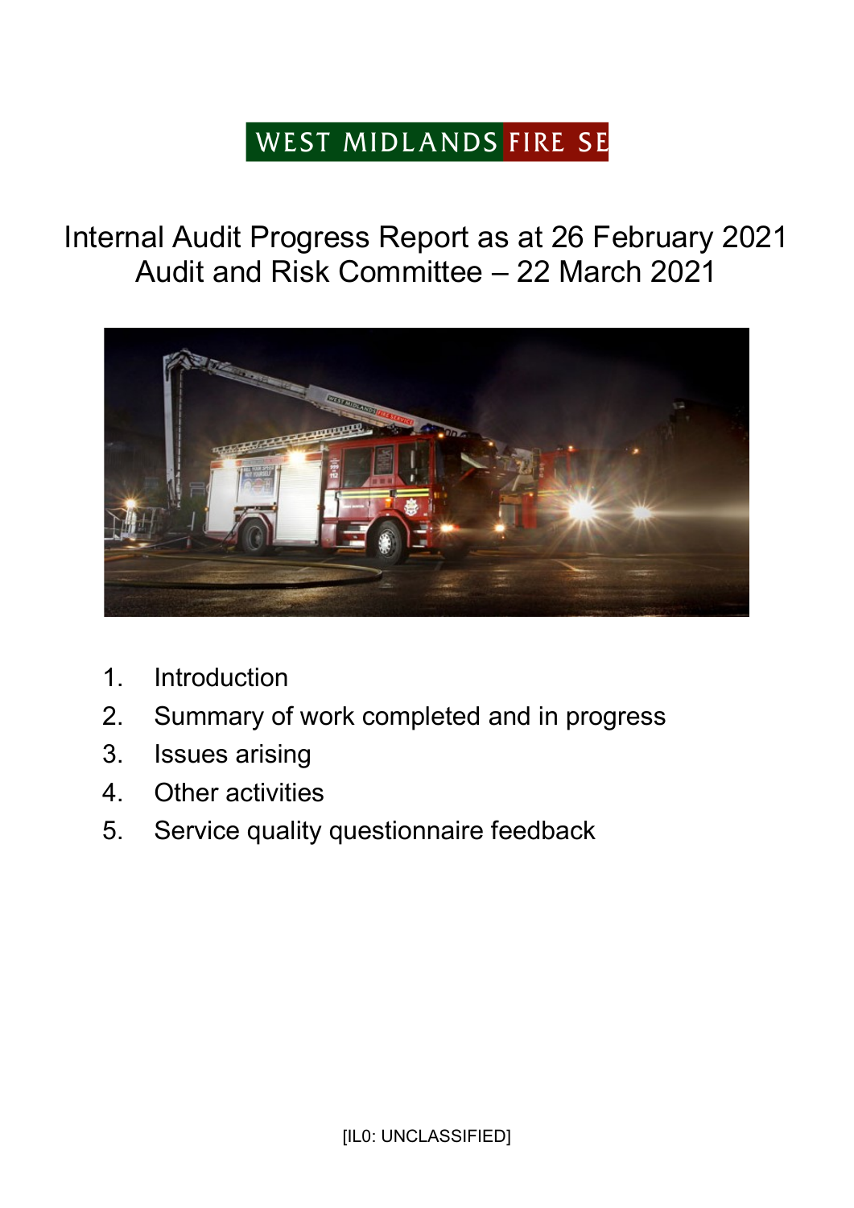WEST MIDLANDS FIRE SE

# Internal Audit Progress Report as at 26 February 2021
# Audit and Risk Committee – 22 March 2021

1. Introduction
2. Summary of work completed and in progress
3. Issues arising
4. Other activities
5. Service quality questionnaire feedback

[IL0: UNCLASSIFIED]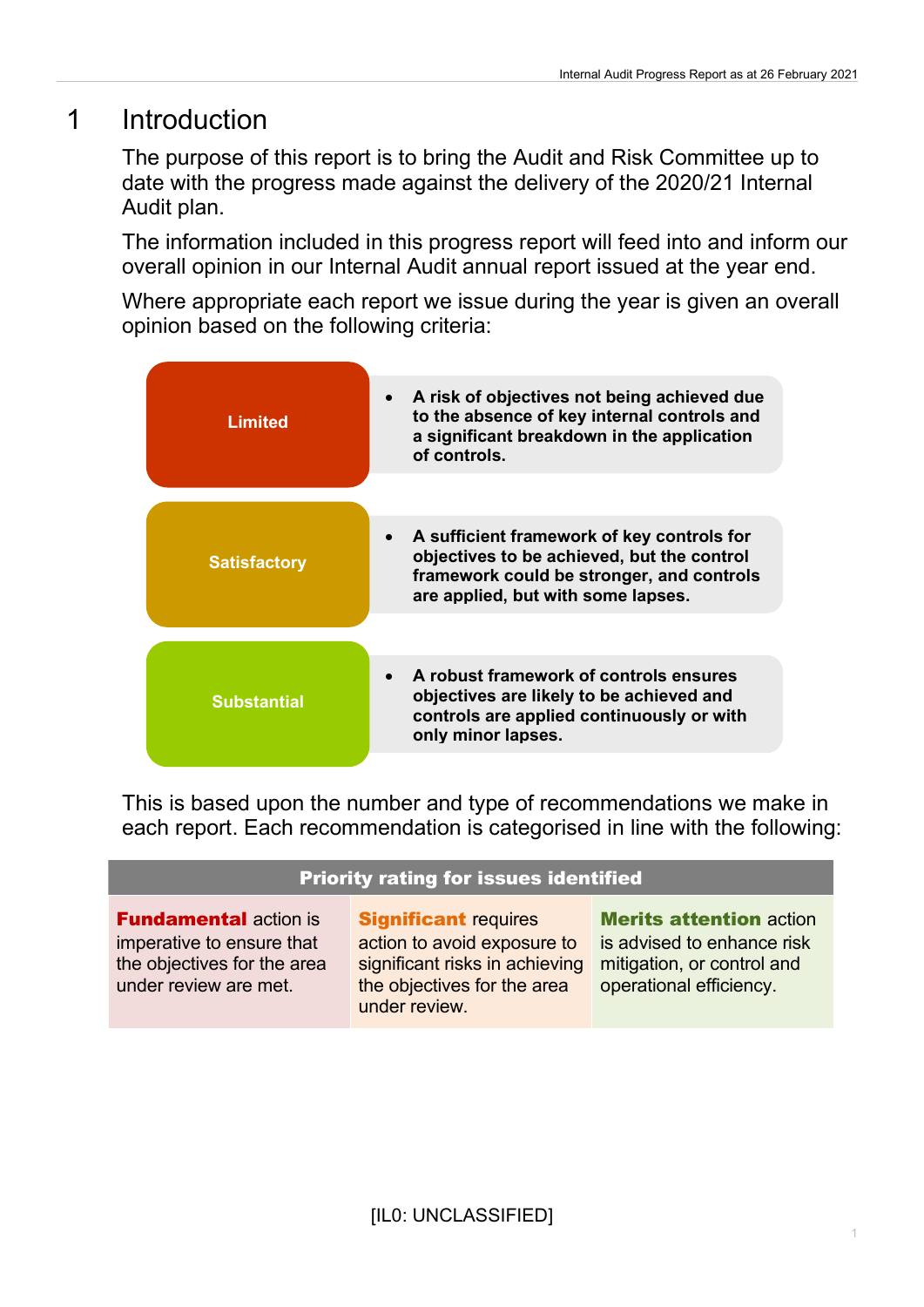# 1 Introduction

The purpose of this report is to bring the Audit and Risk Committee up to date with the progress made against the delivery of the 2020/21 Internal Audit plan.

The information included in this progress report will feed into and inform our overall opinion in our Internal Audit annual report issued at the year end.

Where appropriate each report we issue during the year is given an overall opinion based on the following criteria:

| Opinion | Criteria |
|---|---|
| **Limited** | **A risk of objectives not being achieved due to the absence of key internal controls and a significant breakdown in the application of controls.** |
| **Satisfactory** | **A sufficient framework of key controls for objectives to be achieved, but the control framework could be stronger, and controls are applied, but with some lapses.** |
| **Substantial** | **A robust framework of controls ensures objectives are likely to be achieved and controls are applied continuously or with only minor lapses.** |

This is based upon the number and type of recommendations we make in each report. Each recommendation is categorised in line with the following:

| Priority rating for issues identified | | |
|---|---|---|
| **Fundamental** action is imperative to ensure that the objectives for the area under review are met. | **Significant** requires action to avoid exposure to significant risks in achieving the objectives for the area under review. | **Merits attention** action is advised to enhance risk mitigation, or control and operational efficiency. |

[IL0: UNCLASSIFIED]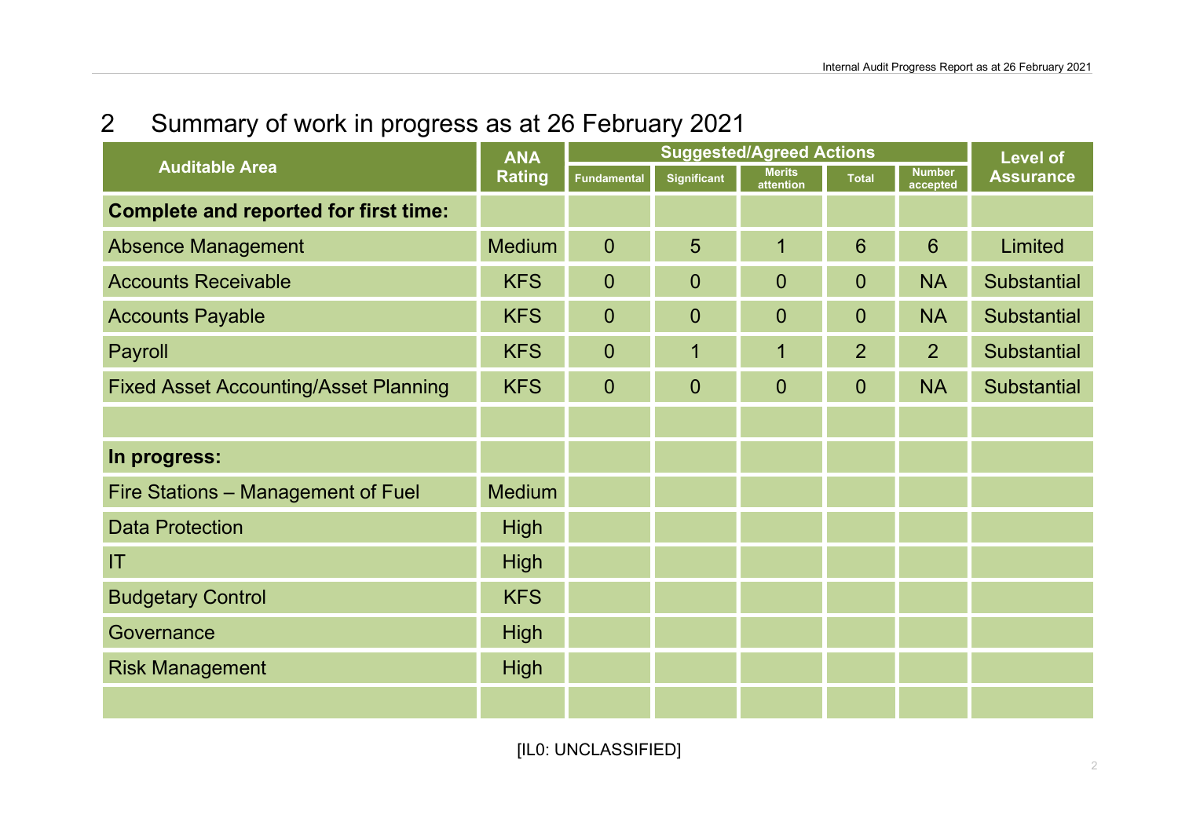## 2 Summary of work in progress as at 26 February 2021

| Auditable Area | ANA Rating | Suggested/Agreed Actions | | | | | Level of Assurance |
|---|---|---|---|---|---|---|---|
| | | Fundamental | Significant | Merits attention | Total | Number accepted | |
| **Complete and reported for first time:** | | | | | | | |
| Absence Management | Medium | 0 | 5 | 1 | 6 | 6 | Limited |
| Accounts Receivable | KFS | 0 | 0 | 0 | 0 | NA | Substantial |
| Accounts Payable | KFS | 0 | 0 | 0 | 0 | NA | Substantial |
| Payroll | KFS | 0 | 1 | 1 | 2 | 2 | Substantial |
| Fixed Asset Accounting/Asset Planning | KFS | 0 | 0 | 0 | 0 | NA | Substantial |
| | | | | | | | |
| **In progress:** | | | | | | | |
| Fire Stations – Management of Fuel | Medium | | | | | | |
| Data Protection | High | | | | | | |
| IT | High | | | | | | |
| Budgetary Control | KFS | | | | | | |
| Governance | High | | | | | | |
| Risk Management | High | | | | | | |
| | | | | | | | |

[IL0: UNCLASSIFIED]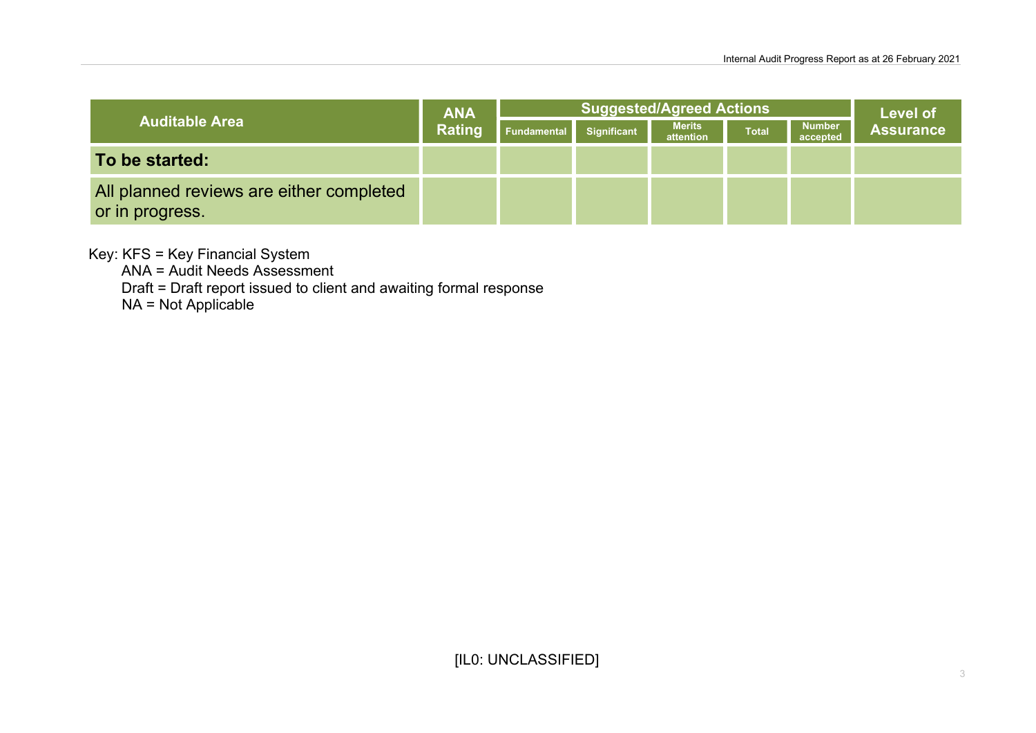| Auditable Area | ANA Rating | Suggested/Agreed Actions | | | | | Level of Assurance |
|---|---|---|---|---|---|---|---|
| | | Fundamental | Significant | Merits attention | Total | Number accepted | |
| **To be started:** | | | | | | | |
| All planned reviews are either completed or in progress. | | | | | | | |

Key: KFS = Key Financial System
ANA = Audit Needs Assessment
Draft = Draft report issued to client and awaiting formal response
NA = Not Applicable

[IL0: UNCLASSIFIED]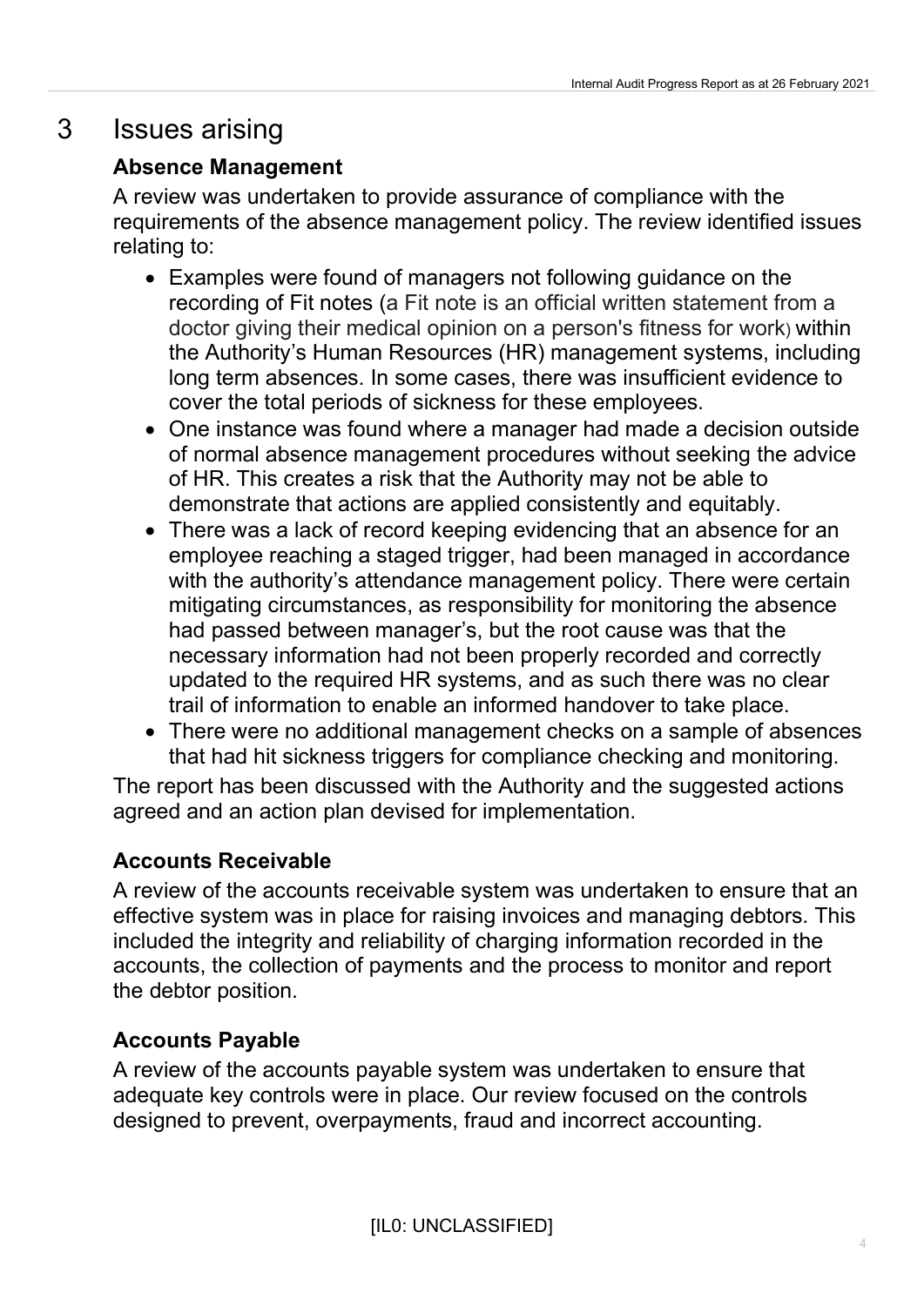# 3 Issues arising

### Absence Management

A review was undertaken to provide assurance of compliance with the requirements of the absence management policy. The review identified issues relating to:

- Examples were found of managers not following guidance on the recording of Fit notes (a Fit note is an official written statement from a doctor giving their medical opinion on a person's fitness for work) within the Authority's Human Resources (HR) management systems, including long term absences. In some cases, there was insufficient evidence to cover the total periods of sickness for these employees.
- One instance was found where a manager had made a decision outside of normal absence management procedures without seeking the advice of HR. This creates a risk that the Authority may not be able to demonstrate that actions are applied consistently and equitably.
- There was a lack of record keeping evidencing that an absence for an employee reaching a staged trigger, had been managed in accordance with the authority's attendance management policy. There were certain mitigating circumstances, as responsibility for monitoring the absence had passed between manager's, but the root cause was that the necessary information had not been properly recorded and correctly updated to the required HR systems, and as such there was no clear trail of information to enable an informed handover to take place.
- There were no additional management checks on a sample of absences that had hit sickness triggers for compliance checking and monitoring.

The report has been discussed with the Authority and the suggested actions agreed and an action plan devised for implementation.

### Accounts Receivable

A review of the accounts receivable system was undertaken to ensure that an effective system was in place for raising invoices and managing debtors. This included the integrity and reliability of charging information recorded in the accounts, the collection of payments and the process to monitor and report the debtor position.

### Accounts Payable

A review of the accounts payable system was undertaken to ensure that adequate key controls were in place. Our review focused on the controls designed to prevent, overpayments, fraud and incorrect accounting.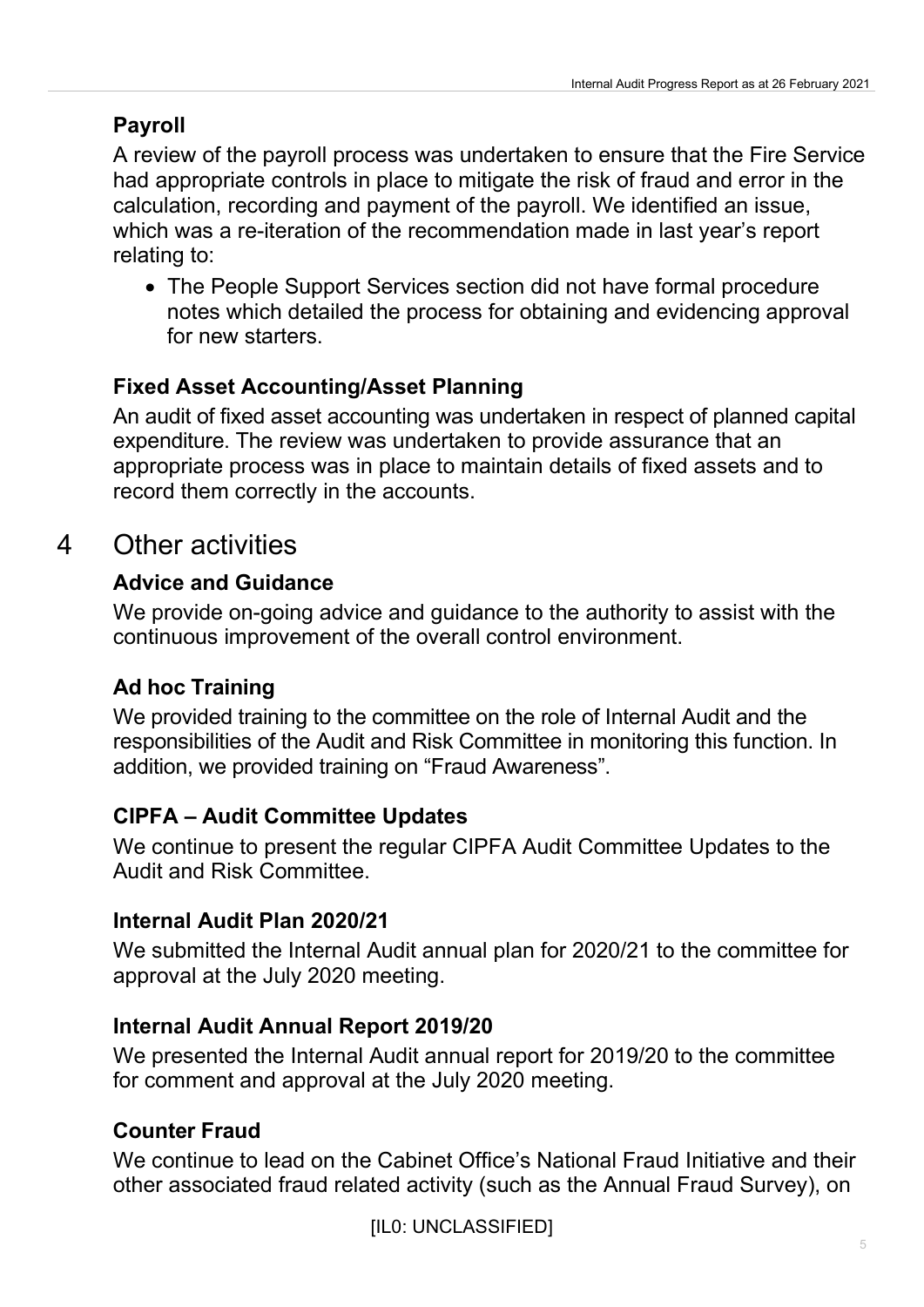### Payroll

A review of the payroll process was undertaken to ensure that the Fire Service had appropriate controls in place to mitigate the risk of fraud and error in the calculation, recording and payment of the payroll. We identified an issue, which was a re-iteration of the recommendation made in last year's report relating to:

- The People Support Services section did not have formal procedure notes which detailed the process for obtaining and evidencing approval for new starters.

### Fixed Asset Accounting/Asset Planning

An audit of fixed asset accounting was undertaken in respect of planned capital expenditure. The review was undertaken to provide assurance that an appropriate process was in place to maintain details of fixed assets and to record them correctly in the accounts.

## 4 Other activities

### Advice and Guidance

We provide on-going advice and guidance to the authority to assist with the continuous improvement of the overall control environment.

### Ad hoc Training

We provided training to the committee on the role of Internal Audit and the responsibilities of the Audit and Risk Committee in monitoring this function. In addition, we provided training on "Fraud Awareness".

### CIPFA – Audit Committee Updates

We continue to present the regular CIPFA Audit Committee Updates to the Audit and Risk Committee.

### Internal Audit Plan 2020/21

We submitted the Internal Audit annual plan for 2020/21 to the committee for approval at the July 2020 meeting.

### Internal Audit Annual Report 2019/20

We presented the Internal Audit annual report for 2019/20 to the committee for comment and approval at the July 2020 meeting.

### Counter Fraud

We continue to lead on the Cabinet Office's National Fraud Initiative and their other associated fraud related activity (such as the Annual Fraud Survey), on

[IL0: UNCLASSIFIED]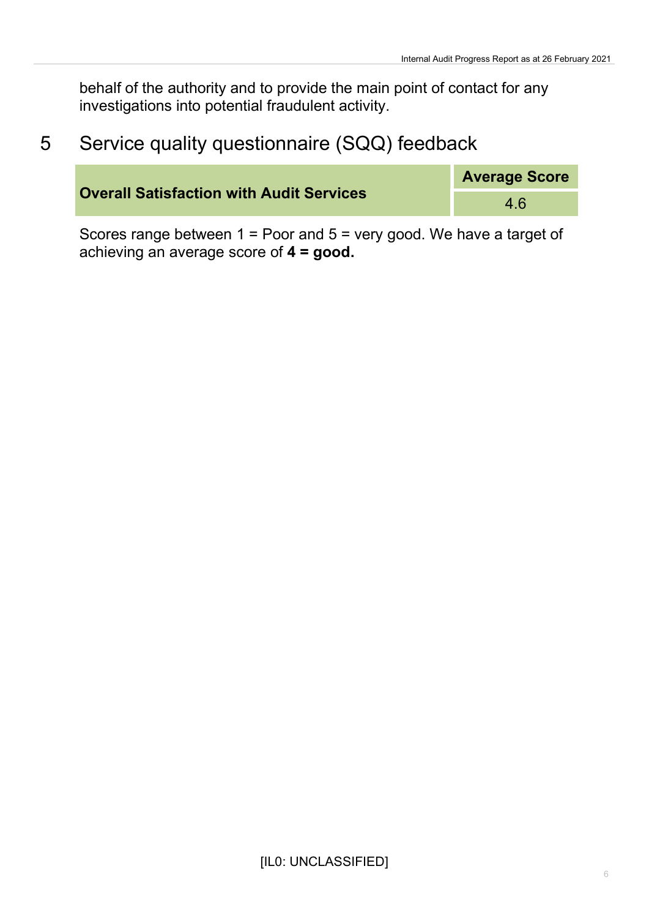behalf of the authority and to provide the main point of contact for any investigations into potential fraudulent activity.

## 5 Service quality questionnaire (SQQ) feedback

| | Average Score |
|---|---|
| **Overall Satisfaction with Audit Services** | 4.6 |

Scores range between 1 = Poor and 5 = very good. We have a target of achieving an average score of **4 = good.**

[IL0: UNCLASSIFIED]